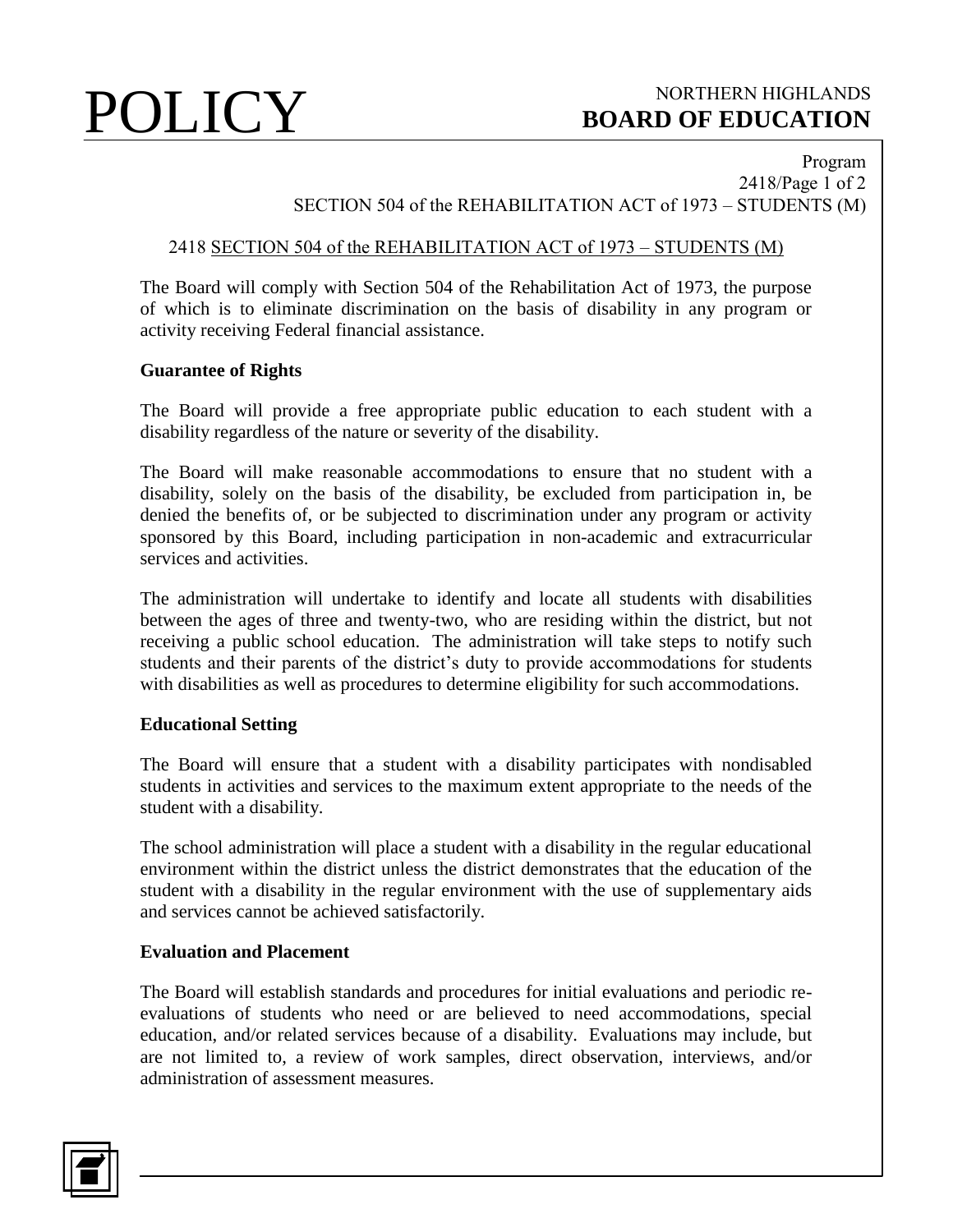## 2418 SECTION 504 of the REHABILITATION ACT of 1973 – STUDENTS (M)

The Board will comply with Section 504 of the Rehabilitation Act of 1973, the purpose of which is to eliminate discrimination on the basis of disability in any program or activity receiving Federal financial assistance.

### Guarantee of Rights

The Board will provide a free appropriate public education to each student with a disability regardless of the nature or severity of the disability.

The Board will make reasonable accommodations to ensure that no student with a disability, solely on the basis of the disability, be excluded from participation in, be denied the benefits of, or be subjected to discrimination under any program or activity sponsored by this Board, including participation in non-academic and extracurricular services and activities.

The administration will undertake to identify and locate all students with disabilities between the ages of three and twenty-two, who are residing within the district, but not receiving a public school education. The administration will take steps to notify such students and their parents of the district's duty to provide accommodations for students with disabilities as well as procedures to determine eligibility for such accommodations.

### Educational Setting

The Board will ensure that a student with a disability participates with nondisabled students in activities and services to the maximum extent appropriate to the needs of the student with a disability.

The school administration will place a student with a disability in the regular educational environment within the district unless the district demonstrates that the education of the student with a disability in the regular environment with the use of supplementary aids and services cannot be achieved satisfactorily.

### Evaluation and Placement

The Board will establish standards and procedures for initial evaluations and periodic re-evaluations of students who need or are believed to need accommodations, special education, and/or related services because of a disability. Evaluations may include, but are not limited to, a review of work samples, direct observation, interviews, and/or administration of assessment measures.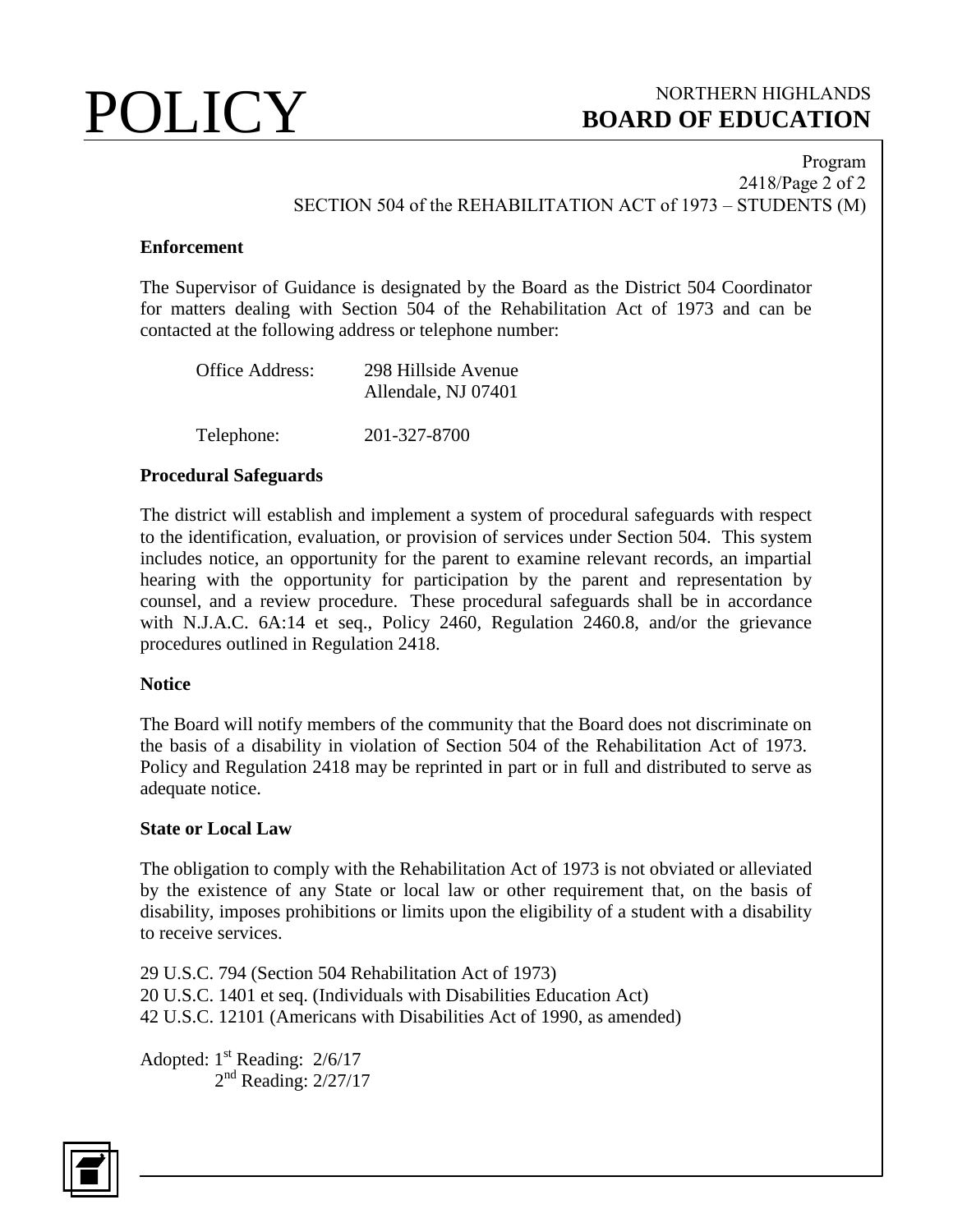## Enforcement

The Supervisor of Guidance is designated by the Board as the District 504 Coordinator for matters dealing with Section 504 of the Rehabilitation Act of 1973 and can be contacted at the following address or telephone number:

| | |
|---|---|
| Office Address: | 298 Hillside Avenue<br>Allendale, NJ 07401 |
| Telephone: | 201-327-8700 |

## Procedural Safeguards

The district will establish and implement a system of procedural safeguards with respect to the identification, evaluation, or provision of services under Section 504. This system includes notice, an opportunity for the parent to examine relevant records, an impartial hearing with the opportunity for participation by the parent and representation by counsel, and a review procedure. These procedural safeguards shall be in accordance with N.J.A.C. 6A:14 et seq., Policy 2460, Regulation 2460.8, and/or the grievance procedures outlined in Regulation 2418.

## Notice

The Board will notify members of the community that the Board does not discriminate on the basis of a disability in violation of Section 504 of the Rehabilitation Act of 1973. Policy and Regulation 2418 may be reprinted in part or in full and distributed to serve as adequate notice.

## State or Local Law

The obligation to comply with the Rehabilitation Act of 1973 is not obviated or alleviated by the existence of any State or local law or other requirement that, on the basis of disability, imposes prohibitions or limits upon the eligibility of a student with a disability to receive services.

29 U.S.C. 794 (Section 504 Rehabilitation Act of 1973)
20 U.S.C. 1401 et seq. (Individuals with Disabilities Education Act)
42 U.S.C. 12101 (Americans with Disabilities Act of 1990, as amended)

Adopted: 1st Reading: 2/6/17
2nd Reading: 2/27/17